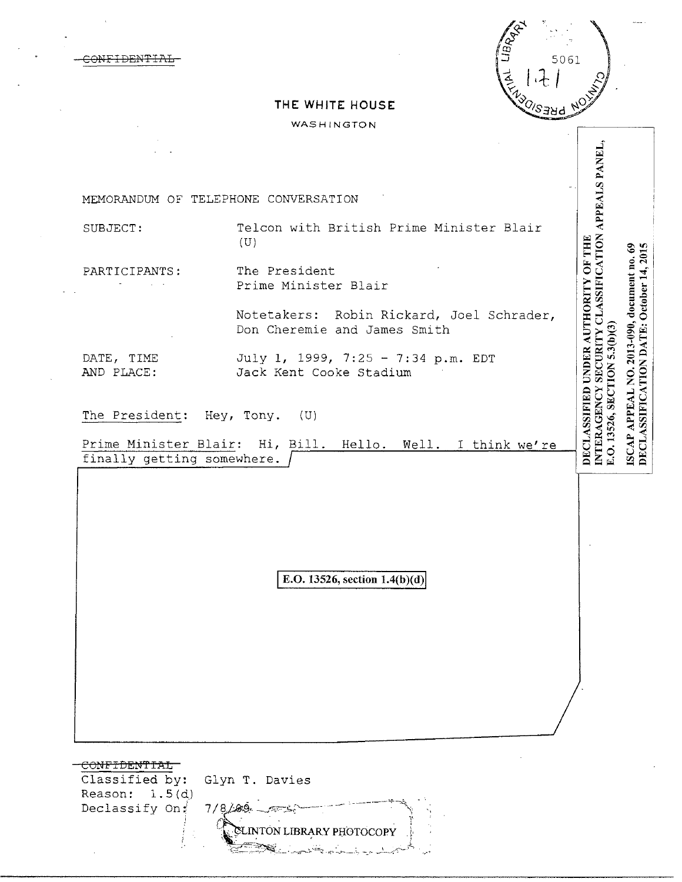~~CONFIDENTIAL~~

5061

1.7.1

THE WHITE HOUSE

WASHINGTON

DECLASSIFIED UNDER AUTHORITY OF THE INTERAGENCY SECURITY CLASSIFICATION APPEALS PANEL, E.O. 13526, SECTION 5.3(b)(3)

ISCAP APPEAL NO. 2013-090, document no. 69
DECLASSIFICATION DATE: October 14, 2015

MEMORANDUM OF TELEPHONE CONVERSATION

SUBJECT: Telcon with British Prime Minister Blair (U)

PARTICIPANTS: The President
Prime Minister Blair

Notetakers: Robin Rickard, Joel Schrader, Don Cheremie and James Smith

DATE, TIME AND PLACE: July 1, 1999, 7:25 - 7:34 p.m. EDT
Jack Kent Cooke Stadium

The President: Hey, Tony. (U)

Prime Minister Blair: Hi, Bill. Hello. Well. I think we're finally getting somewhere.

**E.O. 13526, section 1.4(b)(d)**

~~CONFIDENTIAL~~
Classified by: Glyn T. Davies
Reason: 1.5(d)
Declassify On: 7/8/09

CLINTON LIBRARY PHOTOCOPY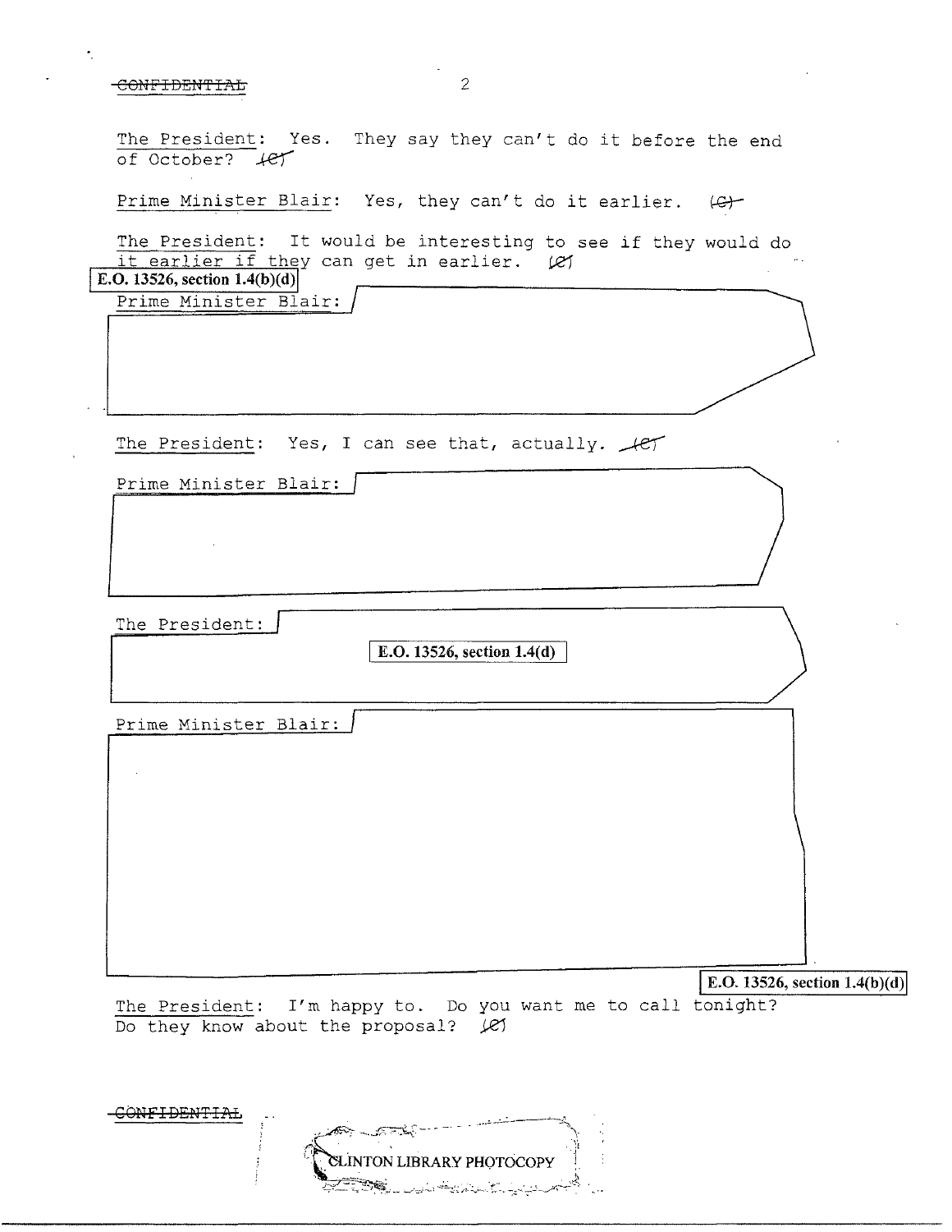~~CONFIDENTIAL~~

The President: Yes. They say they can't do it before the end of October? (C)

Prime Minister Blair: Yes, they can't do it earlier. (C)

The President: It would be interesting to see if they would do it earlier if they can get in earlier. (C)

E.O. 13526, section 1.4(b)(d)

Prime Minister Blair:

The President: Yes, I can see that, actually. (C)

Prime Minister Blair:

The President:

E.O. 13526, section 1.4(d)

Prime Minister Blair:

E.O. 13526, section 1.4(b)(d)

The President: I'm happy to. Do you want me to call tonight? Do they know about the proposal? (C)

~~CONFIDENTIAL~~

CLINTON LIBRARY PHOTOCOPY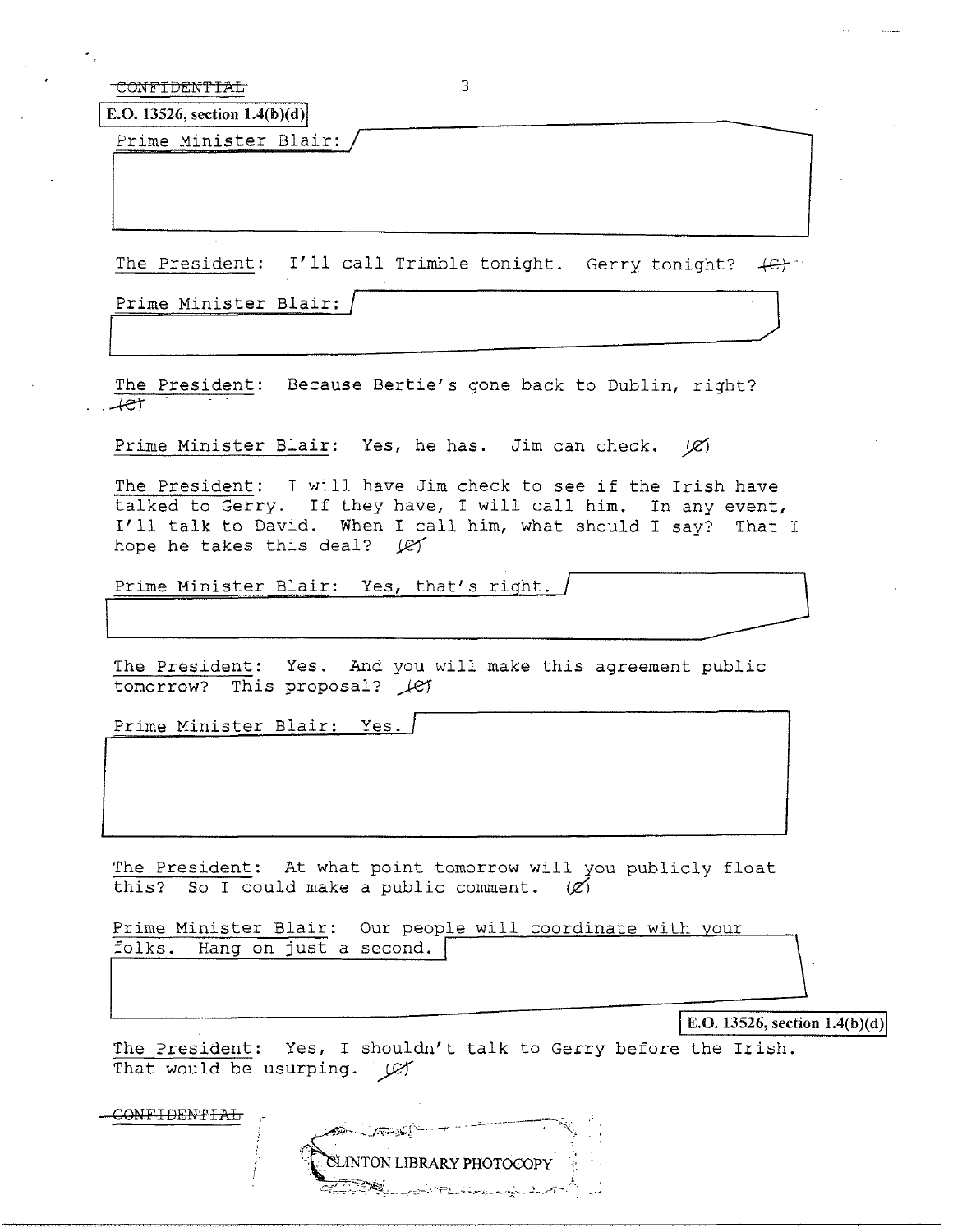CONFIDENTIAL

E.O. 13526, section 1.4(b)(d)

Prime Minister Blair:

The President: I'll call Trimble tonight. Gerry tonight? (C)

Prime Minister Blair:

The President: Because Bertie's gone back to Dublin, right? (C)

Prime Minister Blair: Yes, he has. Jim can check. (C)

The President: I will have Jim check to see if the Irish have talked to Gerry. If they have, I will call him. In any event, I'll talk to David. When I call him, what should I say? That I hope he takes this deal? (C)

Prime Minister Blair: Yes, that's right.

The President: Yes. And you will make this agreement public tomorrow? This proposal? (C)

Prime Minister Blair: Yes.

The President: At what point tomorrow will you publicly float this? So I could make a public comment. (C)

Prime Minister Blair: Our people will coordinate with your folks. Hang on just a second.

E.O. 13526, section 1.4(b)(d)

The President: Yes, I shouldn't talk to Gerry before the Irish. That would be usurping. (C)

CONFIDENTIAL

CLINTON LIBRARY PHOTOCOPY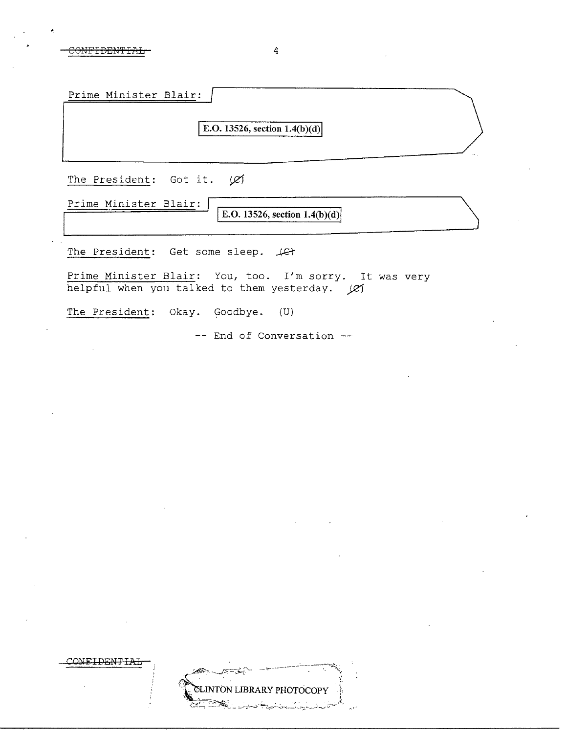Prime Minister Blair: E.O. 13526, section 1.4(b)(d)

The President: Got it. (C)

Prime Minister Blair: E.O. 13526, section 1.4(b)(d)

The President: Get some sleep. (C)

Prime Minister Blair: You, too. I'm sorry. It was very helpful when you talked to them yesterday. (C)

The President: Okay. Goodbye. (U)

-- End of Conversation --

CONFIDENTIAL

CLINTON LIBRARY PHOTOCOPY